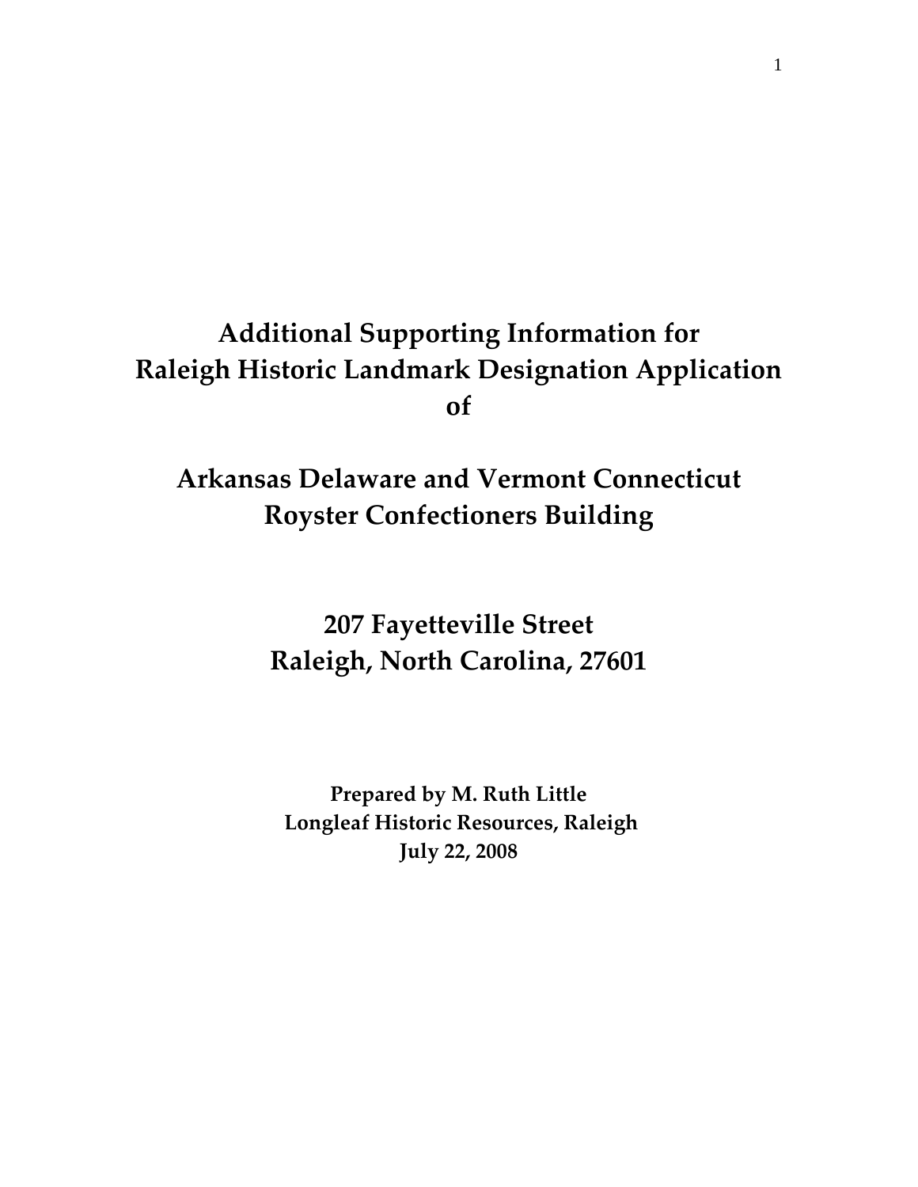# Additional Supporting Information for Raleigh Historic Landmark Designation Application of

# Arkansas Delaware and Vermont Connecticut Royster Confectioners Building

# 207 Fayetteville Street
# Raleigh, North Carolina, 27601

**Prepared by M. Ruth Little**
**Longleaf Historic Resources, Raleigh**
**July 22, 2008**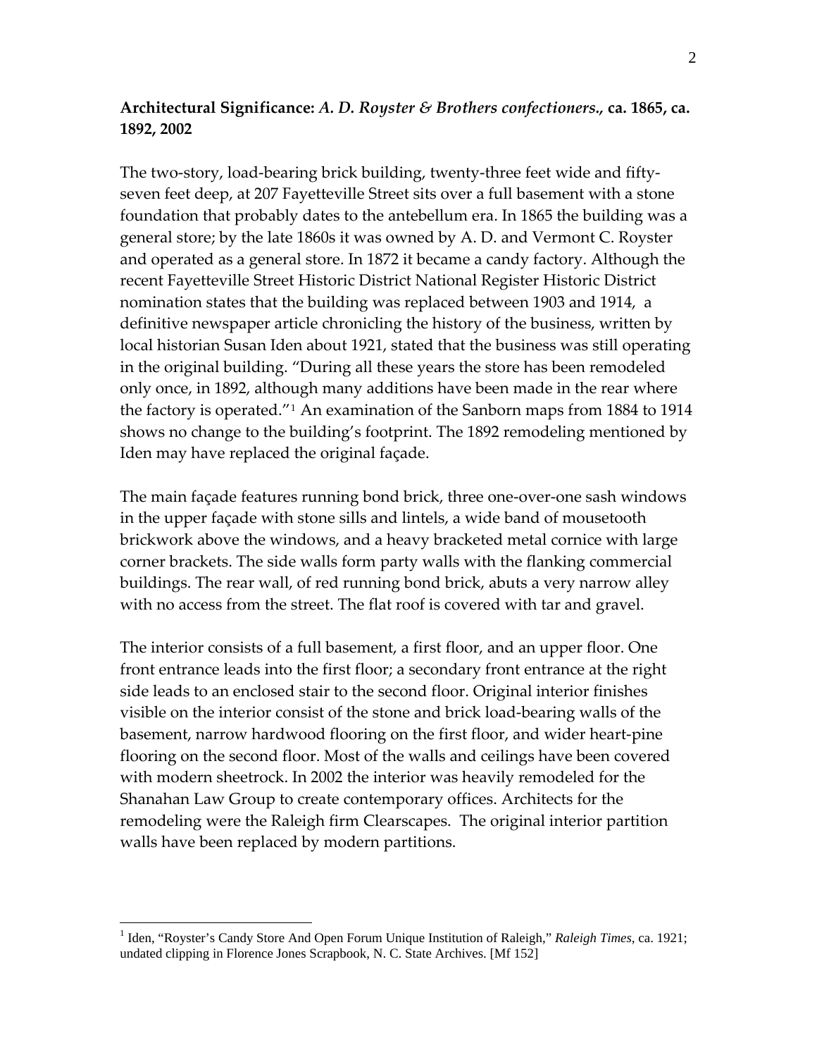**Architectural Significance:** ***A. D. Royster & Brothers confectioners.*****, ca. 1865, ca. 1892, 2002**

The two-story, load-bearing brick building, twenty-three feet wide and fifty-seven feet deep, at 207 Fayetteville Street sits over a full basement with a stone foundation that probably dates to the antebellum era. In 1865 the building was a general store; by the late 1860s it was owned by A. D. and Vermont C. Royster and operated as a general store. In 1872 it became a candy factory. Although the recent Fayetteville Street Historic District National Register Historic District nomination states that the building was replaced between 1903 and 1914, a definitive newspaper article chronicling the history of the business, written by local historian Susan Iden about 1921, stated that the business was still operating in the original building. "During all these years the store has been remodeled only once, in 1892, although many additions have been made in the rear where the factory is operated."[1] An examination of the Sanborn maps from 1884 to 1914 shows no change to the building's footprint. The 1892 remodeling mentioned by Iden may have replaced the original façade.

The main façade features running bond brick, three one-over-one sash windows in the upper façade with stone sills and lintels, a wide band of mousetooth brickwork above the windows, and a heavy bracketed metal cornice with large corner brackets. The side walls form party walls with the flanking commercial buildings. The rear wall, of red running bond brick, abuts a very narrow alley with no access from the street. The flat roof is covered with tar and gravel.

The interior consists of a full basement, a first floor, and an upper floor. One front entrance leads into the first floor; a secondary front entrance at the right side leads to an enclosed stair to the second floor. Original interior finishes visible on the interior consist of the stone and brick load-bearing walls of the basement, narrow hardwood flooring on the first floor, and wider heart-pine flooring on the second floor. Most of the walls and ceilings have been covered with modern sheetrock. In 2002 the interior was heavily remodeled for the Shanahan Law Group to create contemporary offices. Architects for the remodeling were the Raleigh firm Clearscapes. The original interior partition walls have been replaced by modern partitions.

---

[1] Iden, "Royster's Candy Store And Open Forum Unique Institution of Raleigh," *Raleigh Times*, ca. 1921; undated clipping in Florence Jones Scrapbook, N. C. State Archives. [Mf 152]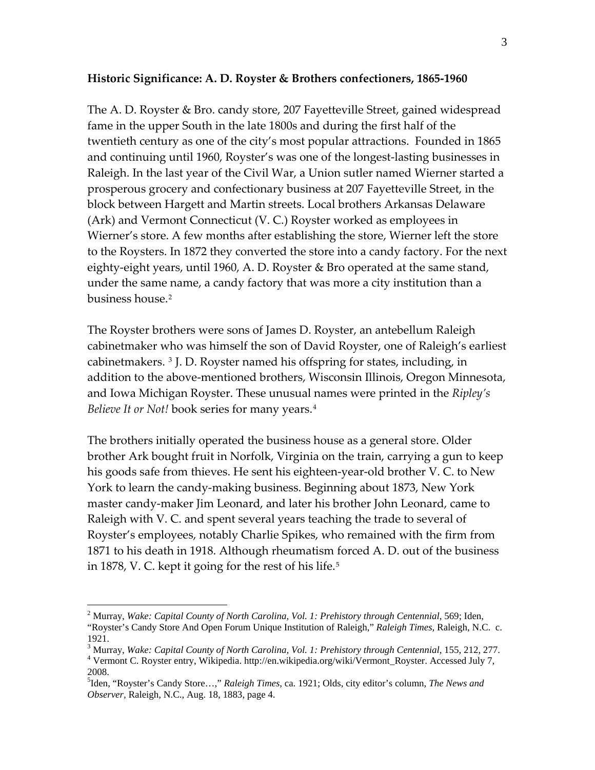**Historic Significance: A. D. Royster & Brothers confectioners, 1865-1960**

The A. D. Royster & Bro. candy store, 207 Fayetteville Street, gained widespread fame in the upper South in the late 1800s and during the first half of the twentieth century as one of the city's most popular attractions. Founded in 1865 and continuing until 1960, Royster's was one of the longest-lasting businesses in Raleigh. In the last year of the Civil War, a Union sutler named Wierner started a prosperous grocery and confectionary business at 207 Fayetteville Street, in the block between Hargett and Martin streets. Local brothers Arkansas Delaware (Ark) and Vermont Connecticut (V. C.) Royster worked as employees in Wierner's store. A few months after establishing the store, Wierner left the store to the Roysters. In 1872 they converted the store into a candy factory. For the next eighty-eight years, until 1960, A. D. Royster & Bro operated at the same stand, under the same name, a candy factory that was more a city institution than a business house.[2]

The Royster brothers were sons of James D. Royster, an antebellum Raleigh cabinetmaker who was himself the son of David Royster, one of Raleigh's earliest cabinetmakers. [3] J. D. Royster named his offspring for states, including, in addition to the above-mentioned brothers, Wisconsin Illinois, Oregon Minnesota, and Iowa Michigan Royster. These unusual names were printed in the *Ripley's Believe It or Not!* book series for many years.[4]

The brothers initially operated the business house as a general store. Older brother Ark bought fruit in Norfolk, Virginia on the train, carrying a gun to keep his goods safe from thieves. He sent his eighteen-year-old brother V. C. to New York to learn the candy-making business. Beginning about 1873, New York master candy-maker Jim Leonard, and later his brother John Leonard, came to Raleigh with V. C. and spent several years teaching the trade to several of Royster's employees, notably Charlie Spikes, who remained with the firm from 1871 to his death in 1918. Although rheumatism forced A. D. out of the business in 1878, V. C. kept it going for the rest of his life.[5]

---

[2] Murray, *Wake: Capital County of North Carolina, Vol. 1: Prehistory through Centennial*, 569; Iden, "Royster's Candy Store And Open Forum Unique Institution of Raleigh," *Raleigh Times*, Raleigh, N.C. c. 1921.

[3] Murray, *Wake: Capital County of North Carolina, Vol. 1: Prehistory through Centennial*, 155, 212, 277.

[4] Vermont C. Royster entry, Wikipedia. http://en.wikipedia.org/wiki/Vermont_Royster. Accessed July 7, 2008.

[5] Iden, "Royster's Candy Store…," *Raleigh Times*, ca. 1921; Olds, city editor's column, *The News and Observer*, Raleigh, N.C., Aug. 18, 1883, page 4.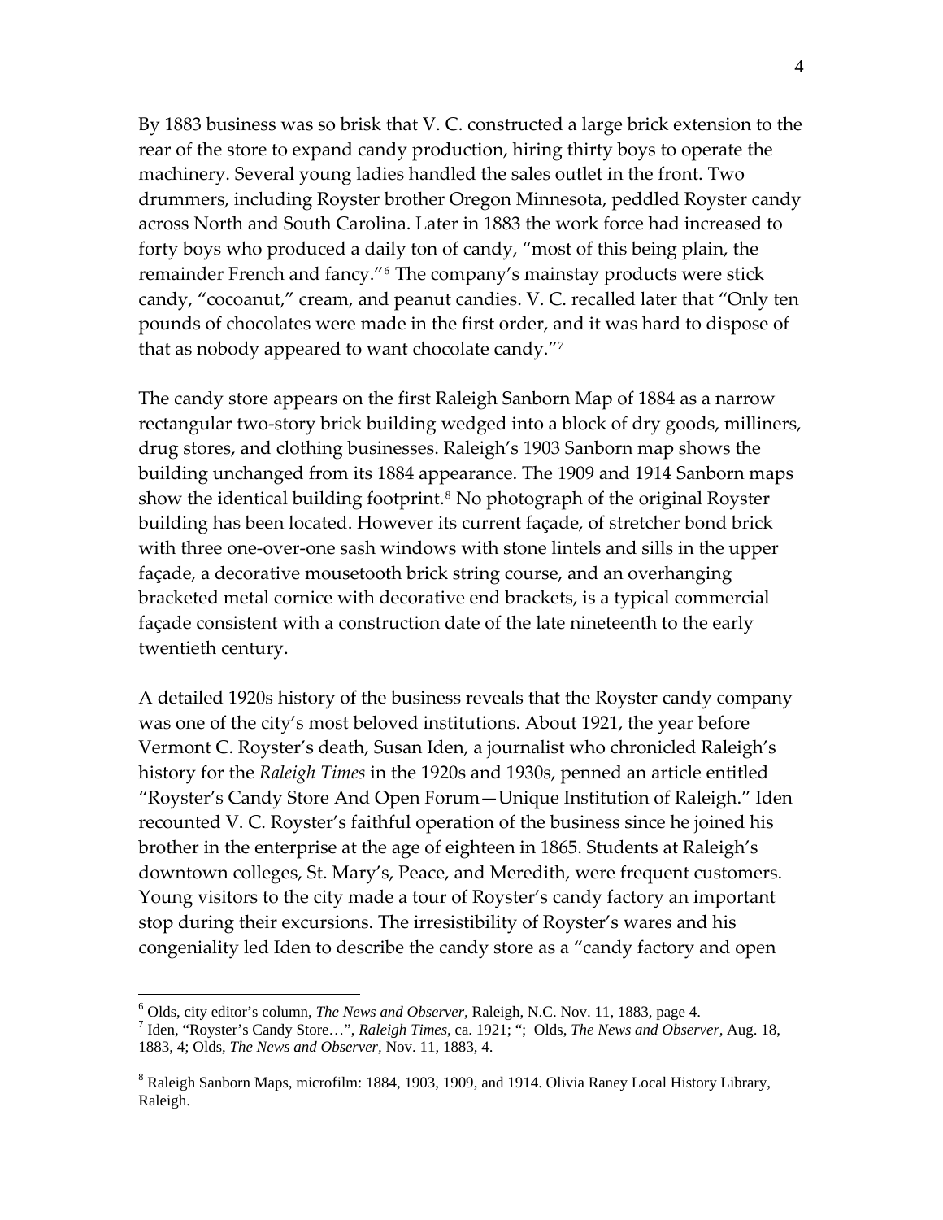By 1883 business was so brisk that V. C. constructed a large brick extension to the rear of the store to expand candy production, hiring thirty boys to operate the machinery. Several young ladies handled the sales outlet in the front. Two drummers, including Royster brother Oregon Minnesota, peddled Royster candy across North and South Carolina. Later in 1883 the work force had increased to forty boys who produced a daily ton of candy, "most of this being plain, the remainder French and fancy."[6] The company's mainstay products were stick candy, "cocoanut," cream, and peanut candies. V. C. recalled later that "Only ten pounds of chocolates were made in the first order, and it was hard to dispose of that as nobody appeared to want chocolate candy."[7]

The candy store appears on the first Raleigh Sanborn Map of 1884 as a narrow rectangular two-story brick building wedged into a block of dry goods, milliners, drug stores, and clothing businesses. Raleigh's 1903 Sanborn map shows the building unchanged from its 1884 appearance. The 1909 and 1914 Sanborn maps show the identical building footprint.[8] No photograph of the original Royster building has been located. However its current façade, of stretcher bond brick with three one-over-one sash windows with stone lintels and sills in the upper façade, a decorative mousetooth brick string course, and an overhanging bracketed metal cornice with decorative end brackets, is a typical commercial façade consistent with a construction date of the late nineteenth to the early twentieth century.

A detailed 1920s history of the business reveals that the Royster candy company was one of the city's most beloved institutions. About 1921, the year before Vermont C. Royster's death, Susan Iden, a journalist who chronicled Raleigh's history for the *Raleigh Times* in the 1920s and 1930s, penned an article entitled "Royster's Candy Store And Open Forum—Unique Institution of Raleigh." Iden recounted V. C. Royster's faithful operation of the business since he joined his brother in the enterprise at the age of eighteen in 1865. Students at Raleigh's downtown colleges, St. Mary's, Peace, and Meredith, were frequent customers. Young visitors to the city made a tour of Royster's candy factory an important stop during their excursions. The irresistibility of Royster's wares and his congeniality led Iden to describe the candy store as a "candy factory and open

---

[6] Olds, city editor's column, *The News and Observer*, Raleigh, N.C. Nov. 11, 1883, page 4.

[7] Iden, "Royster's Candy Store…", *Raleigh Times*, ca. 1921; "; Olds, *The News and Observer*, Aug. 18, 1883, 4; Olds, *The News and Observer*, Nov. 11, 1883, 4.

[8] Raleigh Sanborn Maps, microfilm: 1884, 1903, 1909, and 1914. Olivia Raney Local History Library, Raleigh.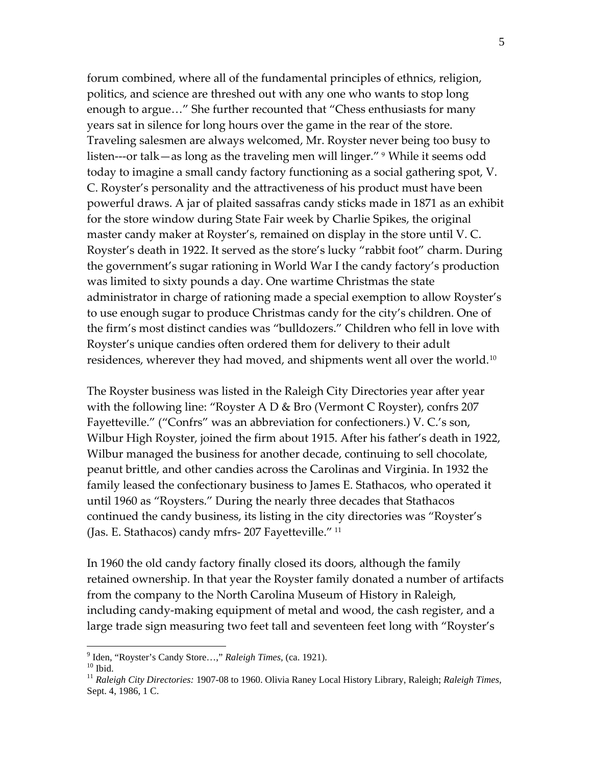forum combined, where all of the fundamental principles of ethnics, religion, politics, and science are threshed out with any one who wants to stop long enough to argue…" She further recounted that "Chess enthusiasts for many years sat in silence for long hours over the game in the rear of the store. Traveling salesmen are always welcomed, Mr. Royster never being too busy to listen---or talk—as long as the traveling men will linger." [9] While it seems odd today to imagine a small candy factory functioning as a social gathering spot, V. C. Royster's personality and the attractiveness of his product must have been powerful draws. A jar of plaited sassafras candy sticks made in 1871 as an exhibit for the store window during State Fair week by Charlie Spikes, the original master candy maker at Royster's, remained on display in the store until V. C. Royster's death in 1922. It served as the store's lucky "rabbit foot" charm. During the government's sugar rationing in World War I the candy factory's production was limited to sixty pounds a day. One wartime Christmas the state administrator in charge of rationing made a special exemption to allow Royster's to use enough sugar to produce Christmas candy for the city's children. One of the firm's most distinct candies was "bulldozers." Children who fell in love with Royster's unique candies often ordered them for delivery to their adult residences, wherever they had moved, and shipments went all over the world.[10]

The Royster business was listed in the Raleigh City Directories year after year with the following line: "Royster A D & Bro (Vermont C Royster), confrs 207 Fayetteville." ("Confrs" was an abbreviation for confectioners.) V. C.'s son, Wilbur High Royster, joined the firm about 1915. After his father's death in 1922, Wilbur managed the business for another decade, continuing to sell chocolate, peanut brittle, and other candies across the Carolinas and Virginia. In 1932 the family leased the confectionary business to James E. Stathacos, who operated it until 1960 as "Roysters." During the nearly three decades that Stathacos continued the candy business, its listing in the city directories was "Royster's (Jas. E. Stathacos) candy mfrs- 207 Fayetteville." [11]

In 1960 the old candy factory finally closed its doors, although the family retained ownership. In that year the Royster family donated a number of artifacts from the company to the North Carolina Museum of History in Raleigh, including candy-making equipment of metal and wood, the cash register, and a large trade sign measuring two feet tall and seventeen feet long with "Royster's

---

[9] Iden, "Royster's Candy Store…," *Raleigh Times*, (ca. 1921).

[10] Ibid.

[11] *Raleigh City Directories:* 1907-08 to 1960. Olivia Raney Local History Library, Raleigh; *Raleigh Times*, Sept. 4, 1986, 1 C.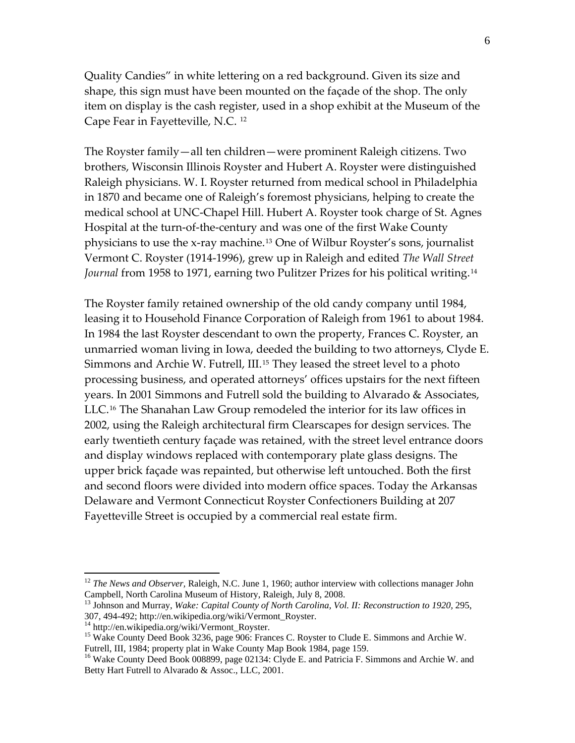Quality Candies" in white lettering on a red background. Given its size and shape, this sign must have been mounted on the façade of the shop. The only item on display is the cash register, used in a shop exhibit at the Museum of the Cape Fear in Fayetteville, N.C. [12]

The Royster family—all ten children—were prominent Raleigh citizens. Two brothers, Wisconsin Illinois Royster and Hubert A. Royster were distinguished Raleigh physicians. W. I. Royster returned from medical school in Philadelphia in 1870 and became one of Raleigh's foremost physicians, helping to create the medical school at UNC-Chapel Hill. Hubert A. Royster took charge of St. Agnes Hospital at the turn-of-the-century and was one of the first Wake County physicians to use the x-ray machine.[13] One of Wilbur Royster's sons, journalist Vermont C. Royster (1914-1996), grew up in Raleigh and edited *The Wall Street Journal* from 1958 to 1971, earning two Pulitzer Prizes for his political writing.[14]

The Royster family retained ownership of the old candy company until 1984, leasing it to Household Finance Corporation of Raleigh from 1961 to about 1984. In 1984 the last Royster descendant to own the property, Frances C. Royster, an unmarried woman living in Iowa, deeded the building to two attorneys, Clyde E. Simmons and Archie W. Futrell, III.[15] They leased the street level to a photo processing business, and operated attorneys' offices upstairs for the next fifteen years. In 2001 Simmons and Futrell sold the building to Alvarado & Associates, LLC.[16] The Shanahan Law Group remodeled the interior for its law offices in 2002, using the Raleigh architectural firm Clearscapes for design services. The early twentieth century façade was retained, with the street level entrance doors and display windows replaced with contemporary plate glass designs. The upper brick façade was repainted, but otherwise left untouched. Both the first and second floors were divided into modern office spaces. Today the Arkansas Delaware and Vermont Connecticut Royster Confectioners Building at 207 Fayetteville Street is occupied by a commercial real estate firm.

---

[12] *The News and Observer*, Raleigh, N.C. June 1, 1960; author interview with collections manager John Campbell, North Carolina Museum of History, Raleigh, July 8, 2008.

[13] Johnson and Murray, *Wake: Capital County of North Carolina, Vol. II: Reconstruction to 1920*, 295, 307, 494-492; http://en.wikipedia.org/wiki/Vermont_Royster.

[14] http://en.wikipedia.org/wiki/Vermont_Royster.

[15] Wake County Deed Book 3236, page 906: Frances C. Royster to Clude E. Simmons and Archie W. Futrell, III, 1984; property plat in Wake County Map Book 1984, page 159.

[16] Wake County Deed Book 008899, page 02134: Clyde E. and Patricia F. Simmons and Archie W. and Betty Hart Futrell to Alvarado & Assoc., LLC, 2001.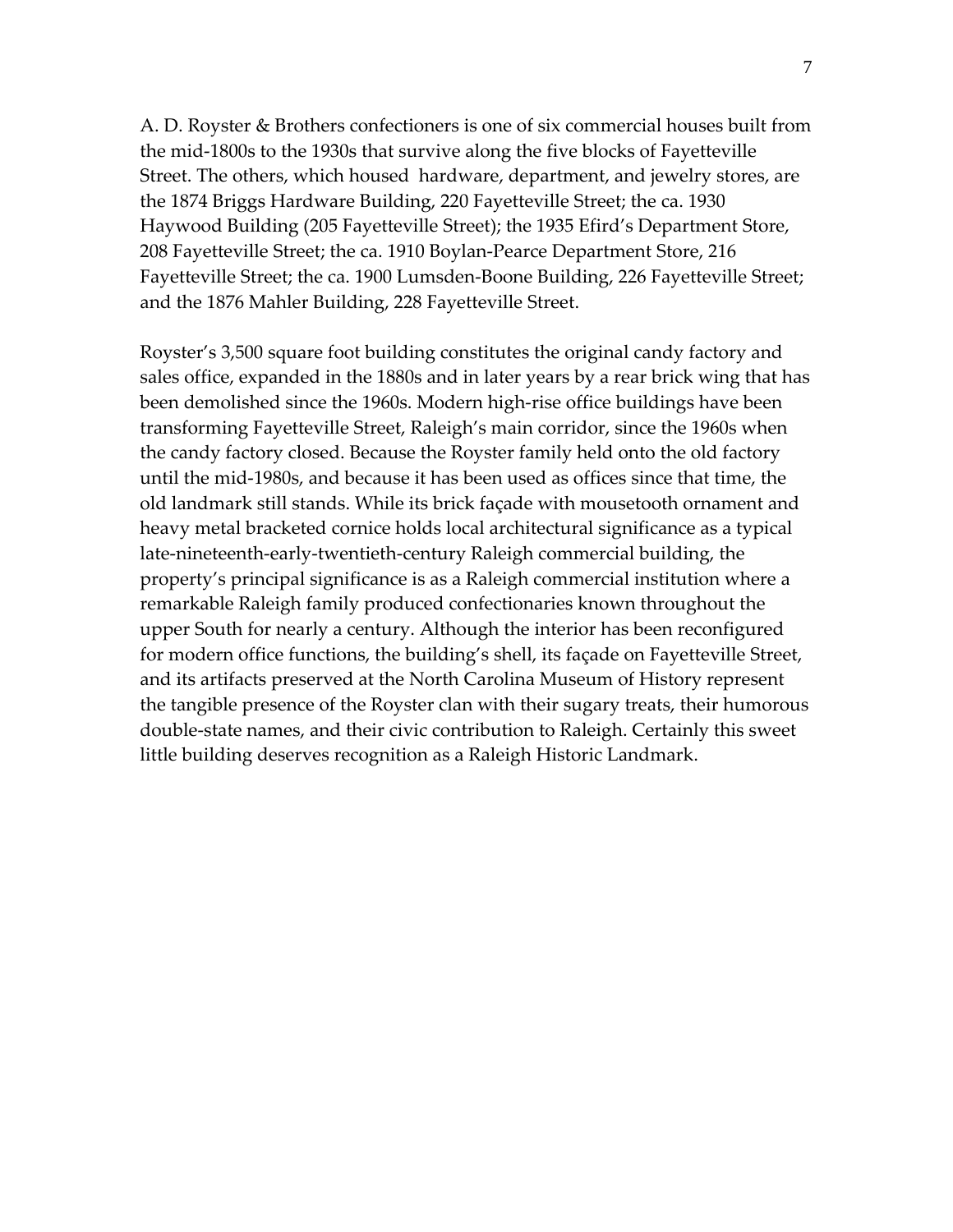A. D. Royster & Brothers confectioners is one of six commercial houses built from the mid-1800s to the 1930s that survive along the five blocks of Fayetteville Street. The others, which housed hardware, department, and jewelry stores, are the 1874 Briggs Hardware Building, 220 Fayetteville Street; the ca. 1930 Haywood Building (205 Fayetteville Street); the 1935 Efird's Department Store, 208 Fayetteville Street; the ca. 1910 Boylan-Pearce Department Store, 216 Fayetteville Street; the ca. 1900 Lumsden-Boone Building, 226 Fayetteville Street; and the 1876 Mahler Building, 228 Fayetteville Street.

Royster's 3,500 square foot building constitutes the original candy factory and sales office, expanded in the 1880s and in later years by a rear brick wing that has been demolished since the 1960s. Modern high-rise office buildings have been transforming Fayetteville Street, Raleigh's main corridor, since the 1960s when the candy factory closed. Because the Royster family held onto the old factory until the mid-1980s, and because it has been used as offices since that time, the old landmark still stands. While its brick façade with mousetooth ornament and heavy metal bracketed cornice holds local architectural significance as a typical late-nineteenth-early-twentieth-century Raleigh commercial building, the property's principal significance is as a Raleigh commercial institution where a remarkable Raleigh family produced confectionaries known throughout the upper South for nearly a century. Although the interior has been reconfigured for modern office functions, the building's shell, its façade on Fayetteville Street, and its artifacts preserved at the North Carolina Museum of History represent the tangible presence of the Royster clan with their sugary treats, their humorous double-state names, and their civic contribution to Raleigh. Certainly this sweet little building deserves recognition as a Raleigh Historic Landmark.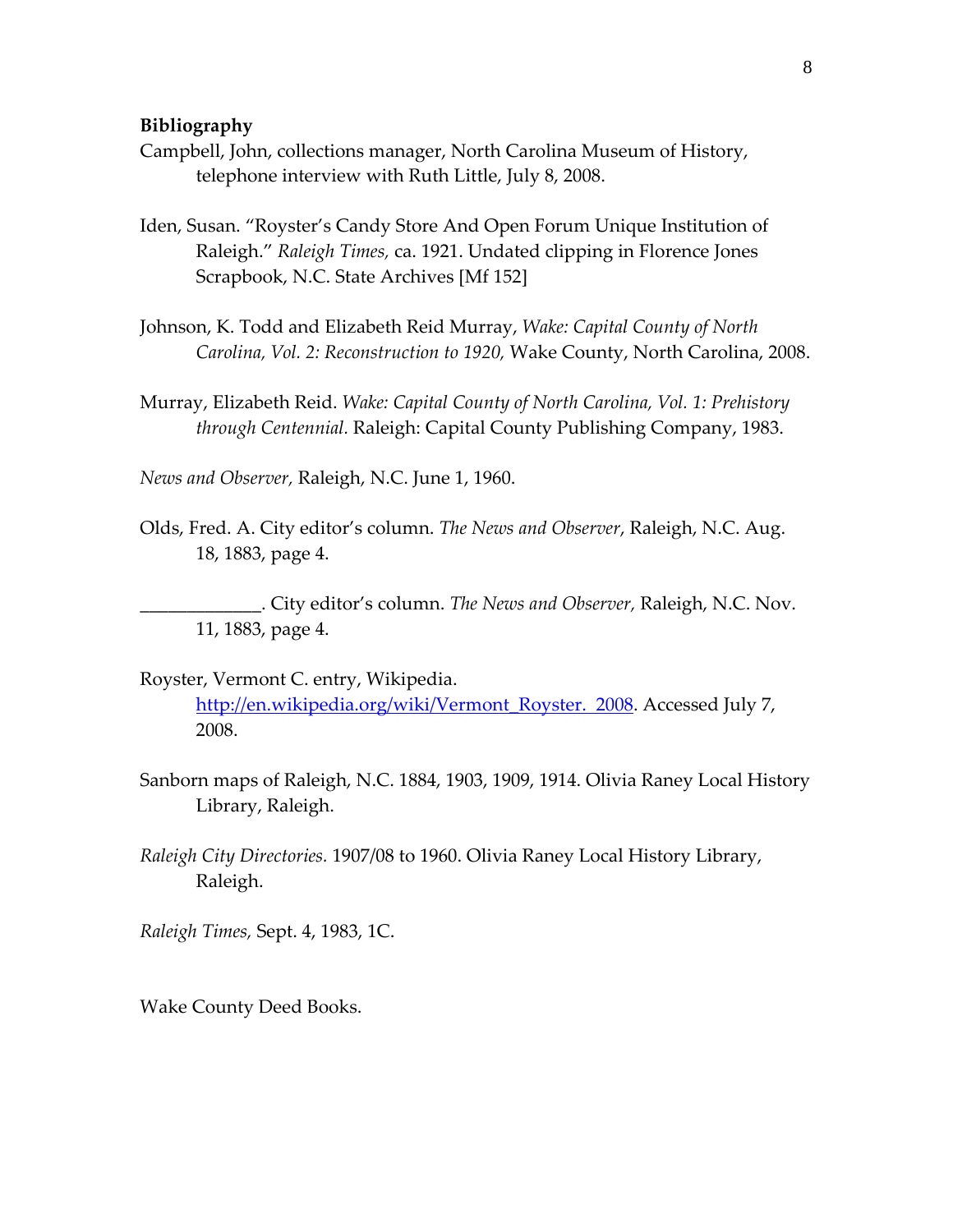**Bibliography**

Campbell, John, collections manager, North Carolina Museum of History, telephone interview with Ruth Little, July 8, 2008.

Iden, Susan. "Royster's Candy Store And Open Forum Unique Institution of Raleigh." *Raleigh Times,* ca. 1921. Undated clipping in Florence Jones Scrapbook, N.C. State Archives [Mf 152]

Johnson, K. Todd and Elizabeth Reid Murray, *Wake: Capital County of North Carolina, Vol. 2: Reconstruction to 1920,* Wake County, North Carolina, 2008.

Murray, Elizabeth Reid. *Wake: Capital County of North Carolina, Vol. 1: Prehistory through Centennial.* Raleigh: Capital County Publishing Company, 1983.

*News and Observer,* Raleigh, N.C. June 1, 1960.

Olds, Fred. A. City editor's column. *The News and Observer*, Raleigh, N.C. Aug. 18, 1883, page 4.

_____________. City editor's column. *The News and Observer,* Raleigh, N.C. Nov. 11, 1883, page 4.

Royster, Vermont C. entry, Wikipedia. http://en.wikipedia.org/wiki/Vermont_Royster. 2008. Accessed July 7, 2008.

Sanborn maps of Raleigh, N.C. 1884, 1903, 1909, 1914. Olivia Raney Local History Library, Raleigh.

*Raleigh City Directories.* 1907/08 to 1960. Olivia Raney Local History Library, Raleigh.

*Raleigh Times,* Sept. 4, 1983, 1C.

Wake County Deed Books.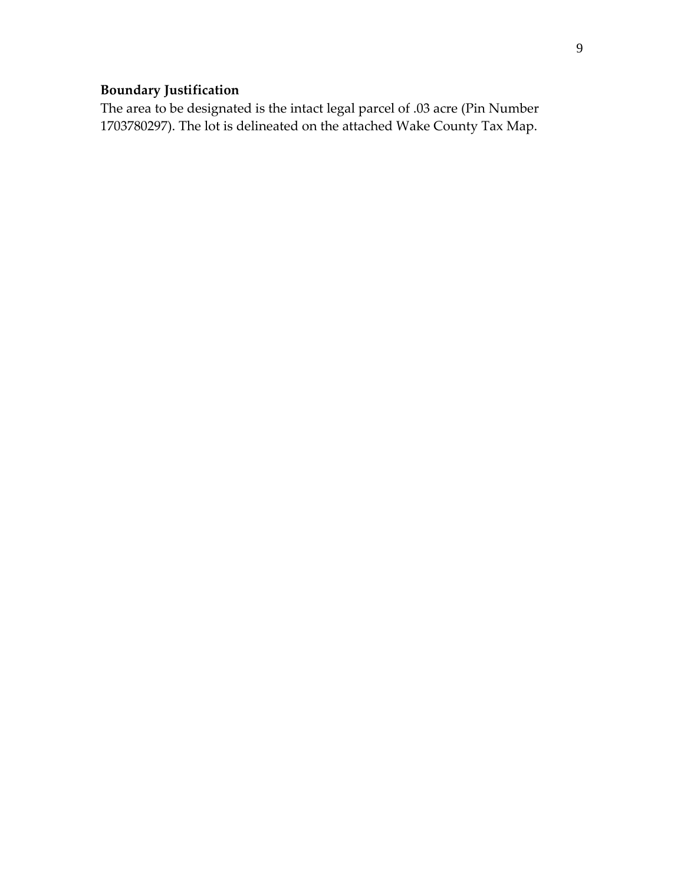**Boundary Justification**

The area to be designated is the intact legal parcel of .03 acre (Pin Number 1703780297). The lot is delineated on the attached Wake County Tax Map.